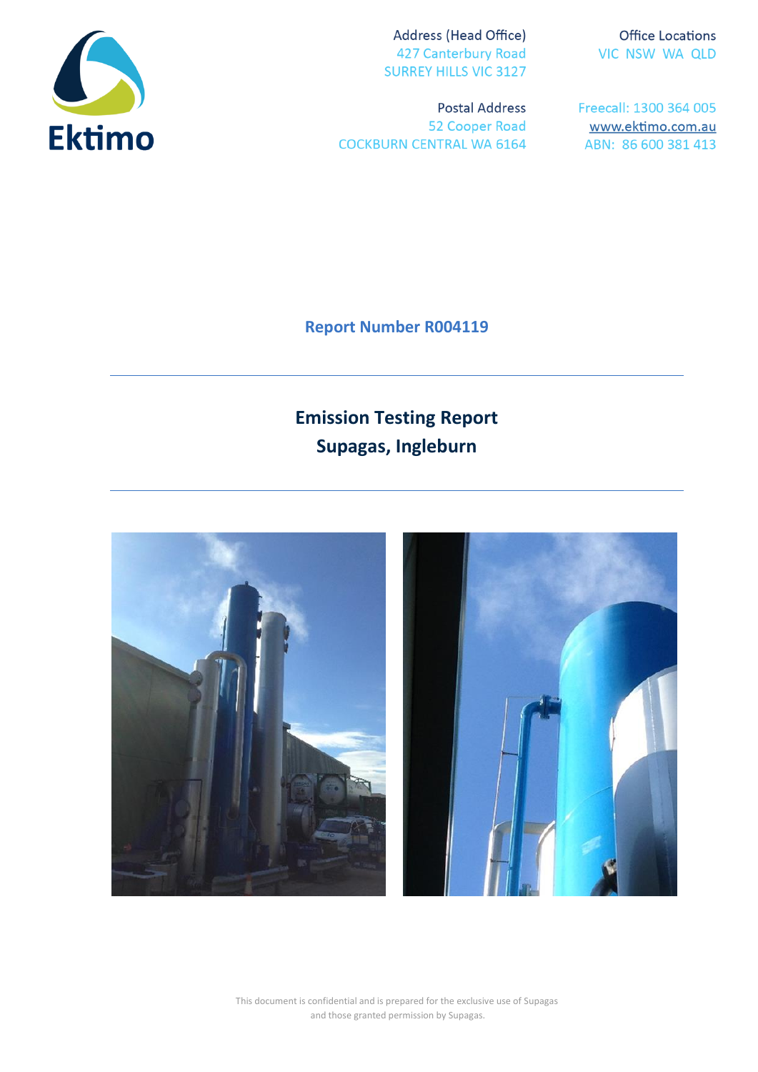Ektimo

Address (Head Office)
427 Canterbury Road
SURREY HILLS VIC 3127

Office Locations
VIC NSW WA QLD

Postal Address
52 Cooper Road
COCKBURN CENTRAL WA 6164

Freecall: 1300 364 005
www.ektimo.com.au
ABN: 86 600 381 413

**Report Number R004119**

---

# Emission Testing Report
# Supagas, Ingleburn

---

This document is confidential and is prepared for the exclusive use of Supagas and those granted permission by Supagas.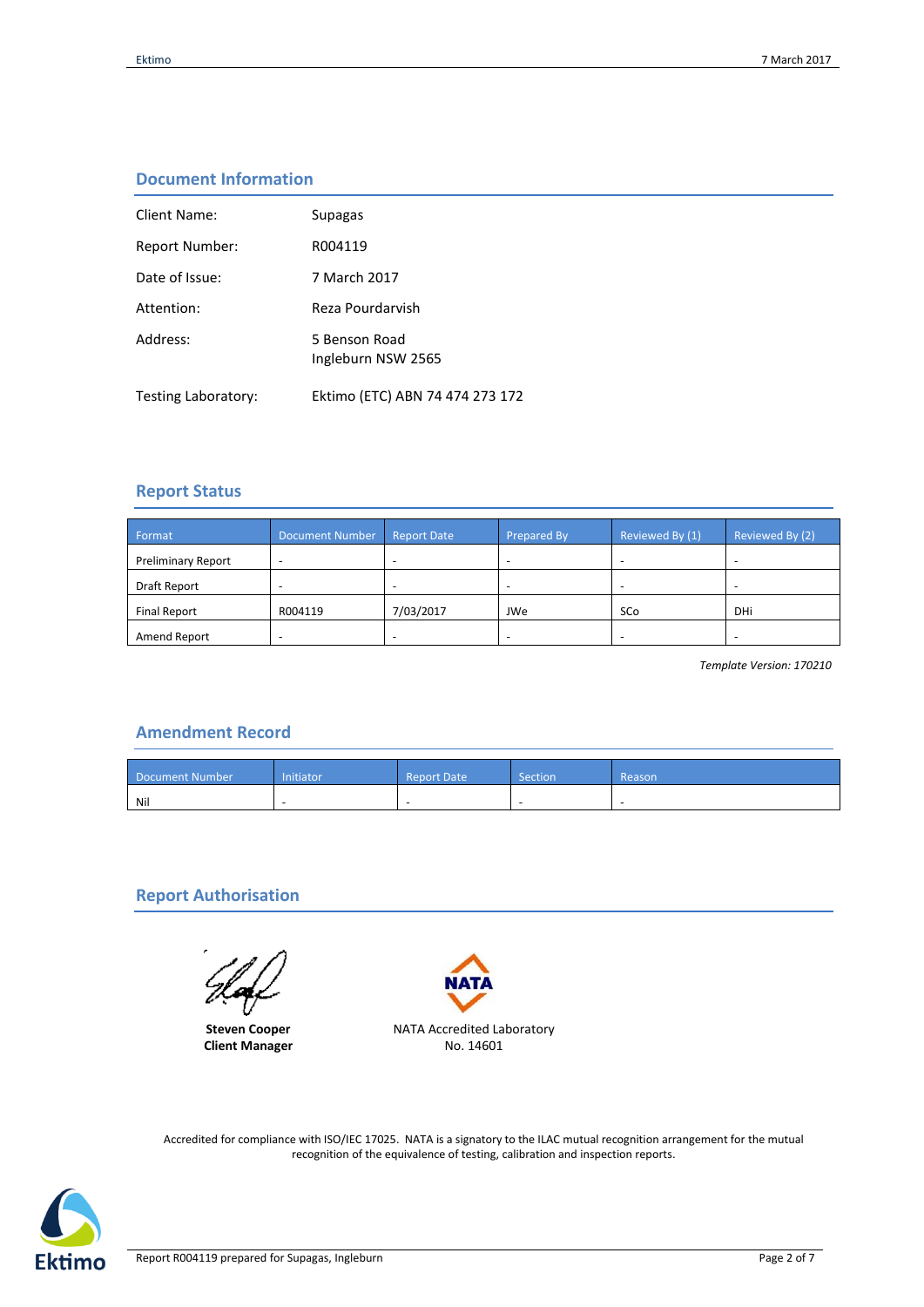## Document Information

| | |
|---|---|
| Client Name: | Supagas |
| Report Number: | R004119 |
| Date of Issue: | 7 March 2017 |
| Attention: | Reza Pourdarvish |
| Address: | 5 Benson Road<br>Ingleburn NSW 2565 |
| Testing Laboratory: | Ektimo (ETC) ABN 74 474 273 172 |

## Report Status

| Format | Document Number | Report Date | Prepared By | Reviewed By (1) | Reviewed By (2) |
|---|---|---|---|---|---|
| Preliminary Report | - | - | - | - | - |
| Draft Report | - | - | - | - | - |
| Final Report | R004119 | 7/03/2017 | JWe | SCo | DHi |
| Amend Report | - | - | - | - | - |

*Template Version: 170210*

## Amendment Record

| Document Number | Initiator | Report Date | Section | Reason |
|---|---|---|---|---|
| Nil | - | - | - | - |

## Report Authorisation

**Steven Cooper**
**Client Manager**

NATA Accredited Laboratory
No. 14601

Accredited for compliance with ISO/IEC 17025. NATA is a signatory to the ILAC mutual recognition arrangement for the mutual recognition of the equivalence of testing, calibration and inspection reports.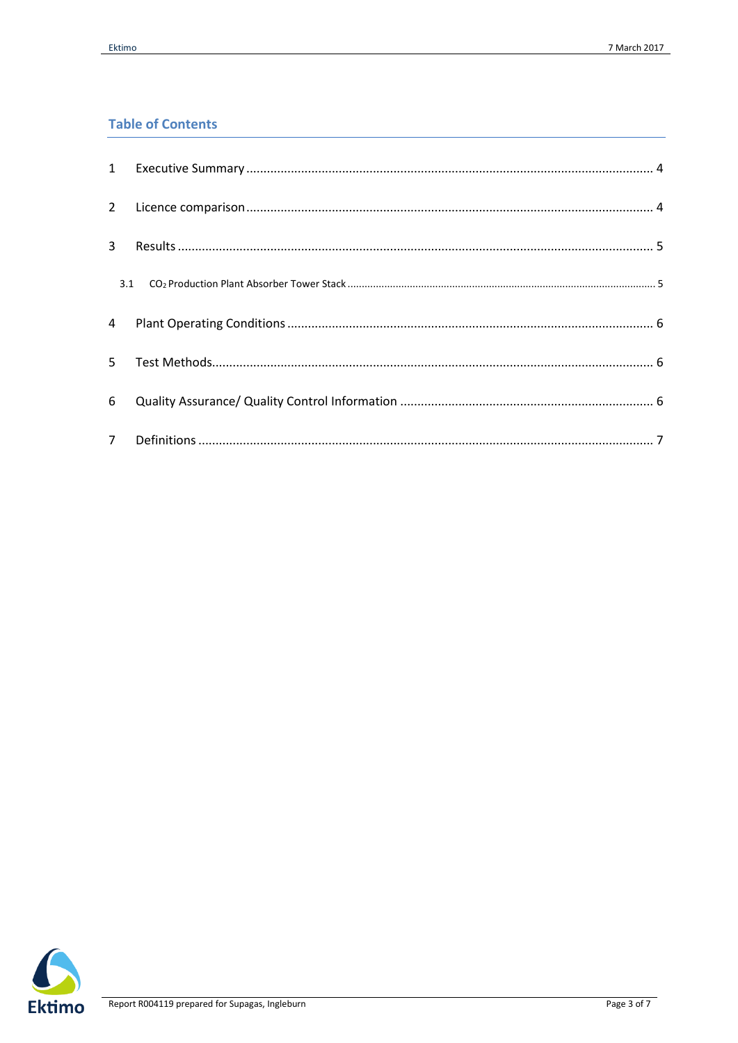## Table of Contents

1 Executive Summary .......... 4

2 Licence comparison .......... 4

3 Results .......... 5

- 3.1 $CO_2$ Production Plant Absorber Tower Stack .......... 5

4 Plant Operating Conditions .......... 6

5 Test Methods .......... 6

6 Quality Assurance/ Quality Control Information .......... 6

7 Definitions .......... 7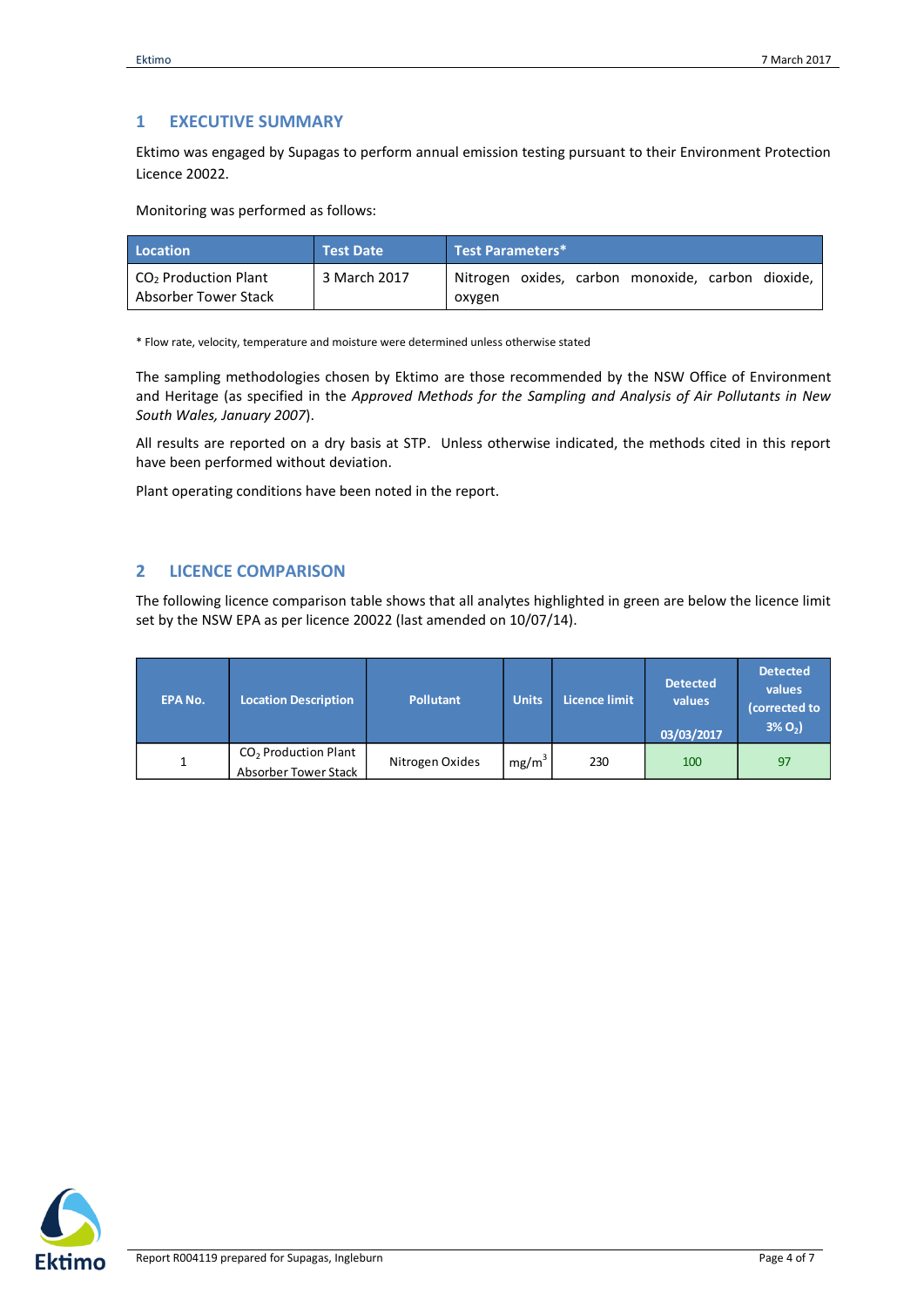## 1 EXECUTIVE SUMMARY

Ektimo was engaged by Supagas to perform annual emission testing pursuant to their Environment Protection Licence 20022.

Monitoring was performed as follows:

| Location | Test Date | Test Parameters* |
|---|---|---|
| $CO_2$ Production Plant Absorber Tower Stack | 3 March 2017 | Nitrogen oxides, carbon monoxide, carbon dioxide, oxygen |

* Flow rate, velocity, temperature and moisture were determined unless otherwise stated

The sampling methodologies chosen by Ektimo are those recommended by the NSW Office of Environment and Heritage (as specified in the *Approved Methods for the Sampling and Analysis of Air Pollutants in New South Wales, January 2007*).

All results are reported on a dry basis at STP. Unless otherwise indicated, the methods cited in this report have been performed without deviation.

Plant operating conditions have been noted in the report.

## 2 LICENCE COMPARISON

The following licence comparison table shows that all analytes highlighted in green are below the licence limit set by the NSW EPA as per licence 20022 (last amended on 10/07/14).

| EPA No. | Location Description | Pollutant | Units | Licence limit | Detected values 03/03/2017 | Detected values (corrected to 3% $O_2$) |
|---|---|---|---|---|---|---|
| 1 | $CO_2$ Production Plant Absorber Tower Stack | Nitrogen Oxides | $mg/m^3$ | 230 | 100 | 97 |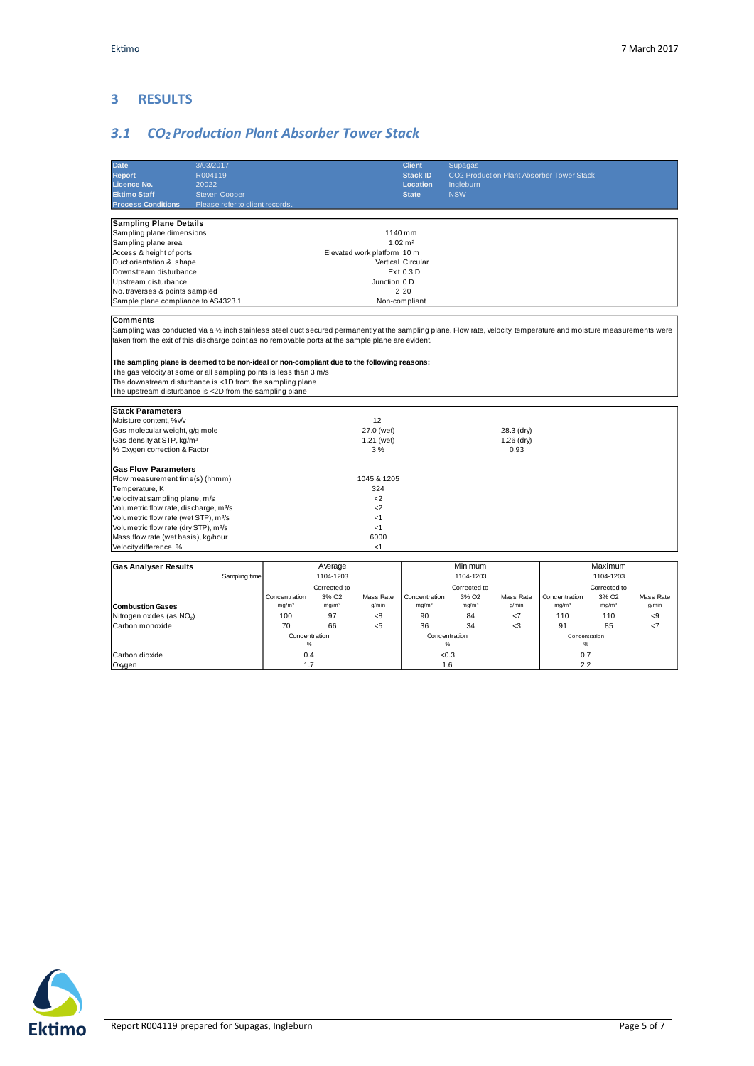## 3 RESULTS

### 3.1 $CO_2$ Production Plant Absorber Tower Stack

| | | | |
|---|---|---|---|
| **Date** | 3/03/2017 | **Client** | Supagas |
| **Report** | R004119 | **Stack ID** | CO2 Production Plant Absorber Tower Stack |
| **Licence No.** | 20022 | **Location** | Ingleburn |
| **Ektimo Staff** | Steven Cooper | **State** | NSW |
| **Process Conditions** | Please refer to client records. | | |

| **Sampling Plane Details** | |
|---|---|
| Sampling plane dimensions | 1140 mm |
| Sampling plane area | 1.02 m² |
| Access & height of ports | Elevated work platform 10 m |
| Duct orientation & shape | Vertical Circular |
| Downstream disturbance | Exit 0.3 D |
| Upstream disturbance | Junction 0 D |
| No. traverses & points sampled | 2 20 |
| Sample plane compliance to AS4323.1 | Non-compliant |

**Comments**

Sampling was conducted via a ½ inch stainless steel duct secured permanently at the sampling plane. Flow rate, velocity, temperature and moisture measurements were taken from the exit of this discharge point as no removable ports at the sample plane are evident.

**The sampling plane is deemed to be non-ideal or non-compliant due to the following reasons:**

The gas velocity at some or all sampling points is less than 3 m/s
The downstream disturbance is <1D from the sampling plane
The upstream disturbance is <2D from the sampling plane

| **Stack Parameters** | | |
|---|---|---|
| Moisture content, %v/v | 12 | |
| Gas molecular weight, g/g mole | 27.0 (wet) | 28.3 (dry) |
| Gas density at STP, kg/m³ | 1.21 (wet) | 1.26 (dry) |
| % Oxygen correction & Factor | 3 % | 0.93 |
| **Gas Flow Parameters** | | |
| Flow measurement time(s) (hhmm) | 1045 & 1205 | |
| Temperature, K | 324 | |
| Velocity at sampling plane, m/s | <2 | |
| Volumetric flow rate, discharge, m³/s | <2 | |
| Volumetric flow rate (wet STP), m³/s | <1 | |
| Volumetric flow rate (dry STP), m³/s | <1 | |
| Mass flow rate (wet basis), kg/hour | 6000 | |
| Velocity difference, % | <1 | |

| **Gas Analyser Results** | Average | | | Minimum | | | Maximum | | |
|---|---|---|---|---|---|---|---|---|---|
| Sampling time | 1104-1203 | | | 1104-1203 | | | 1104-1203 | | |
| | Concentration mg/m³ | Corrected to 3% O2 mg/m³ | Mass Rate g/min | Concentration mg/m³ | Corrected to 3% O2 mg/m³ | Mass Rate g/min | Concentration mg/m³ | Corrected to 3% O2 mg/m³ | Mass Rate g/min |
| **Combustion Gases** | | | | | | | | | |
| Nitrogen oxides (as $NO_2$) | 100 | 97 | <8 | 90 | 84 | <7 | 110 | 110 | <9 |
| Carbon monoxide | 70 | 66 | <5 | 36 | 34 | <3 | 91 | 85 | <7 |
| | Concentration % | | | Concentration % | | | Concentration % | | |
| Carbon dioxide | 0.4 | | | <0.3 | | | 0.7 | | |
| Oxygen | 1.7 | | | 1.6 | | | 2.2 | | |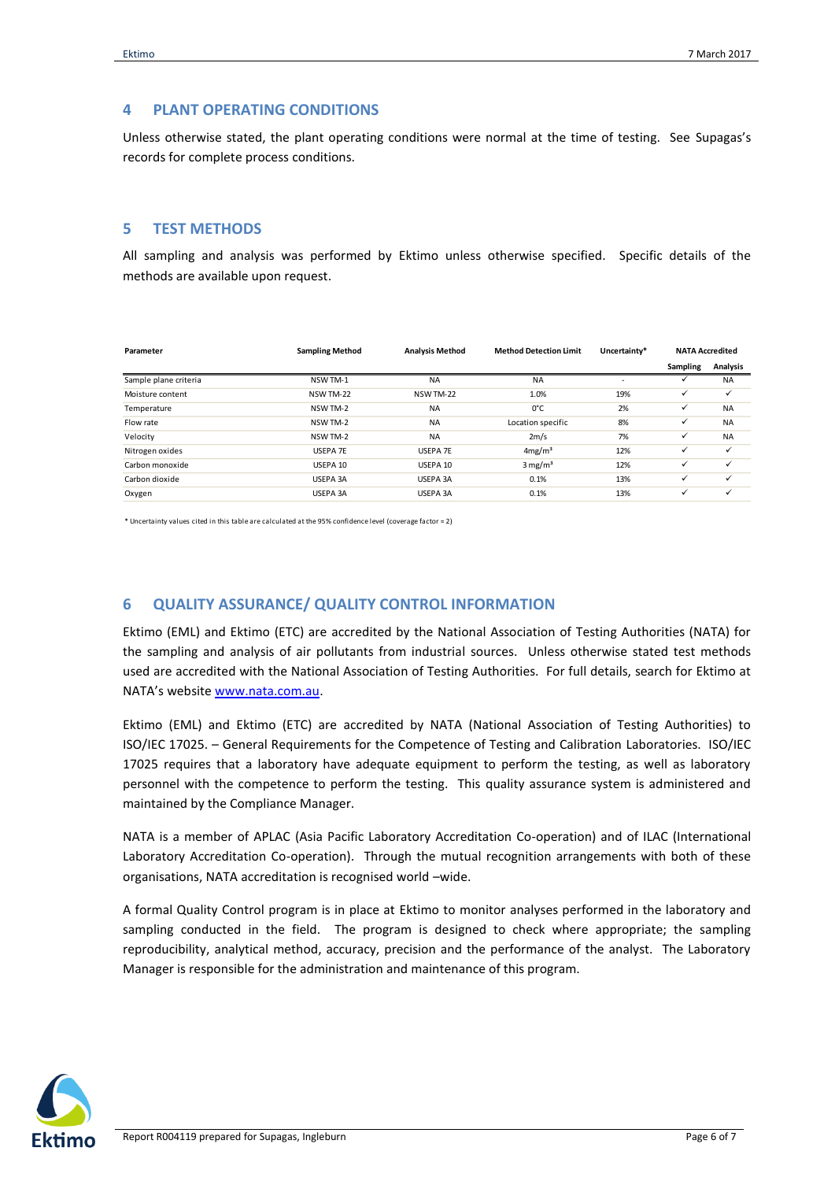## 4 PLANT OPERATING CONDITIONS

Unless otherwise stated, the plant operating conditions were normal at the time of testing. See Supagas's records for complete process conditions.

## 5 TEST METHODS

All sampling and analysis was performed by Ektimo unless otherwise specified. Specific details of the methods are available upon request.

| Parameter | Sampling Method | Analysis Method | Method Detection Limit | Uncertainty* | NATA Accredited | |
|---|---|---|---|---|---|---|
| | | | | | Sampling | Analysis |
| Sample plane criteria | NSW TM-1 | NA | NA | - | ✓ | NA |
| Moisture content | NSW TM-22 | NSW TM-22 | 1.0% | 19% | ✓ | ✓ |
| Temperature | NSW TM-2 | NA | 0°C | 2% | ✓ | NA |
| Flow rate | NSW TM-2 | NA | Location specific | 8% | ✓ | NA |
| Velocity | NSW TM-2 | NA | 2m/s | 7% | ✓ | NA |
| Nitrogen oxides | USEPA 7E | USEPA 7E | $4mg/m^3$ | 12% | ✓ | ✓ |
| Carbon monoxide | USEPA 10 | USEPA 10 | $3\ mg/m^3$ | 12% | ✓ | ✓ |
| Carbon dioxide | USEPA 3A | USEPA 3A | 0.1% | 13% | ✓ | ✓ |
| Oxygen | USEPA 3A | USEPA 3A | 0.1% | 13% | ✓ | ✓ |

* Uncertainty values cited in this table are calculated at the 95% confidence level (coverage factor = 2)

## 6 QUALITY ASSURANCE/ QUALITY CONTROL INFORMATION

Ektimo (EML) and Ektimo (ETC) are accredited by the National Association of Testing Authorities (NATA) for the sampling and analysis of air pollutants from industrial sources. Unless otherwise stated test methods used are accredited with the National Association of Testing Authorities. For full details, search for Ektimo at NATA's website [www.nata.com.au](http://www.nata.com.au).

Ektimo (EML) and Ektimo (ETC) are accredited by NATA (National Association of Testing Authorities) to ISO/IEC 17025. – General Requirements for the Competence of Testing and Calibration Laboratories. ISO/IEC 17025 requires that a laboratory have adequate equipment to perform the testing, as well as laboratory personnel with the competence to perform the testing. This quality assurance system is administered and maintained by the Compliance Manager.

NATA is a member of APLAC (Asia Pacific Laboratory Accreditation Co-operation) and of ILAC (International Laboratory Accreditation Co-operation). Through the mutual recognition arrangements with both of these organisations, NATA accreditation is recognised world –wide.

A formal Quality Control program is in place at Ektimo to monitor analyses performed in the laboratory and sampling conducted in the field. The program is designed to check where appropriate; the sampling reproducibility, analytical method, accuracy, precision and the performance of the analyst. The Laboratory Manager is responsible for the administration and maintenance of this program.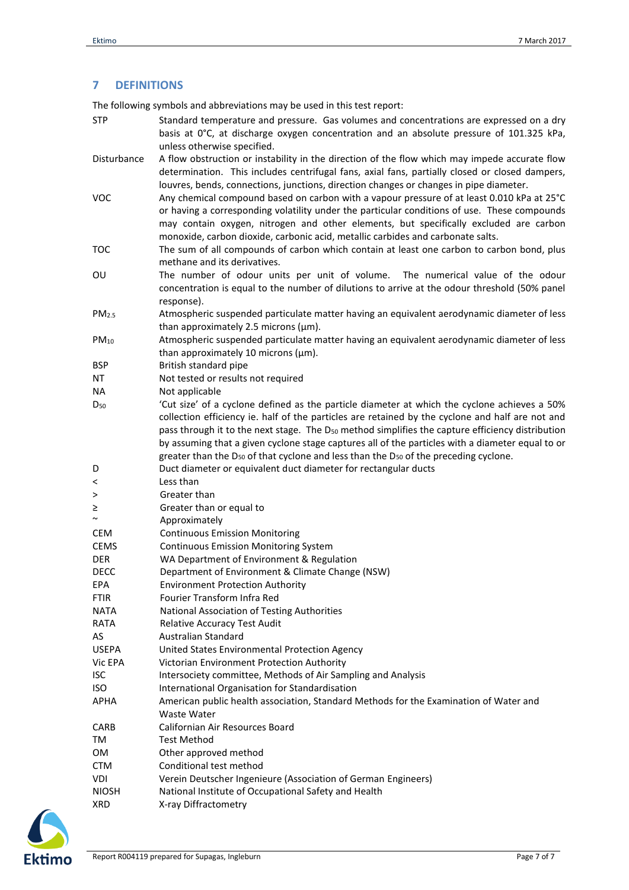## 7 DEFINITIONS

The following symbols and abbreviations may be used in this test report:

| | |
|---|---|
| STP | Standard temperature and pressure. Gas volumes and concentrations are expressed on a dry basis at 0°C, at discharge oxygen concentration and an absolute pressure of 101.325 kPa, unless otherwise specified. |
| Disturbance | A flow obstruction or instability in the direction of the flow which may impede accurate flow determination. This includes centrifugal fans, axial fans, partially closed or closed dampers, louvres, bends, connections, junctions, direction changes or changes in pipe diameter. |
| VOC | Any chemical compound based on carbon with a vapour pressure of at least 0.010 kPa at 25°C or having a corresponding volatility under the particular conditions of use. These compounds may contain oxygen, nitrogen and other elements, but specifically excluded are carbon monoxide, carbon dioxide, carbonic acid, metallic carbides and carbonate salts. |
| TOC | The sum of all compounds of carbon which contain at least one carbon to carbon bond, plus methane and its derivatives. |
| OU | The number of odour units per unit of volume. The numerical value of the odour concentration is equal to the number of dilutions to arrive at the odour threshold (50% panel response). |
| $PM_{2.5}$ | Atmospheric suspended particulate matter having an equivalent aerodynamic diameter of less than approximately 2.5 microns (µm). |
| $PM_{10}$ | Atmospheric suspended particulate matter having an equivalent aerodynamic diameter of less than approximately 10 microns (µm). |
| BSP | British standard pipe |
| NT | Not tested or results not required |
| NA | Not applicable |
| $D_{50}$ | 'Cut size' of a cyclone defined as the particle diameter at which the cyclone achieves a 50% collection efficiency ie. half of the particles are retained by the cyclone and half are not and pass through it to the next stage. The $D_{50}$ method simplifies the capture efficiency distribution by assuming that a given cyclone stage captures all of the particles with a diameter equal to or greater than the $D_{50}$ of that cyclone and less than the $D_{50}$ of the preceding cyclone. |
| D | Duct diameter or equivalent duct diameter for rectangular ducts |
| < | Less than |
| > | Greater than |
| ≥ | Greater than or equal to |
| ~ | Approximately |
| CEM | Continuous Emission Monitoring |
| CEMS | Continuous Emission Monitoring System |
| DER | WA Department of Environment & Regulation |
| DECC | Department of Environment & Climate Change (NSW) |
| EPA | Environment Protection Authority |
| FTIR | Fourier Transform Infra Red |
| NATA | National Association of Testing Authorities |
| RATA | Relative Accuracy Test Audit |
| AS | Australian Standard |
| USEPA | United States Environmental Protection Agency |
| Vic EPA | Victorian Environment Protection Authority |
| ISC | Intersociety committee, Methods of Air Sampling and Analysis |
| ISO | International Organisation for Standardisation |
| APHA | American public health association, Standard Methods for the Examination of Water and Waste Water |
| CARB | Californian Air Resources Board |
| TM | Test Method |
| OM | Other approved method |
| CTM | Conditional test method |
| VDI | Verein Deutscher Ingenieure (Association of German Engineers) |
| NIOSH | National Institute of Occupational Safety and Health |
| XRD | X-ray Diffractometry |